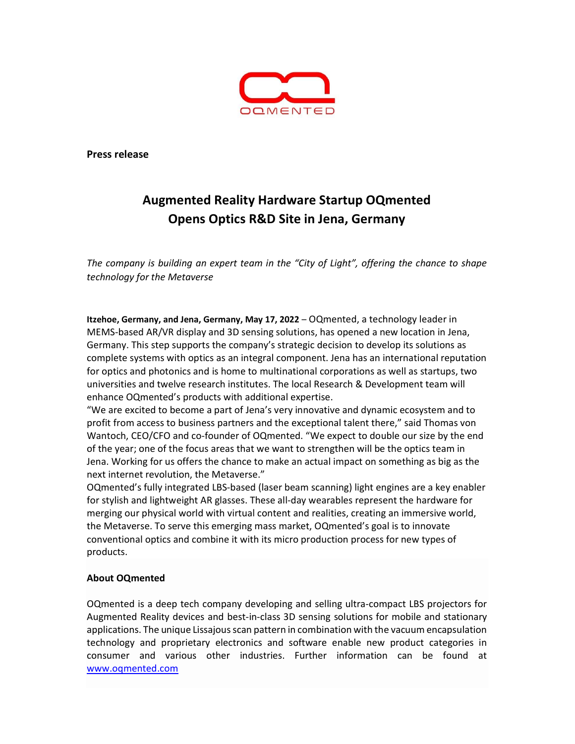**Press release**

# Augmented Reality Hardware Startup OQmented Opens Optics R&D Site in Jena, Germany

*The company is building an expert team in the "City of Light", offering the chance to shape technology for the Metaverse*

**Itzehoe, Germany, and Jena, Germany, May 17, 2022** – OQmented, a technology leader in MEMS-based AR/VR display and 3D sensing solutions, has opened a new location in Jena, Germany. This step supports the company's strategic decision to develop its solutions as complete systems with optics as an integral component. Jena has an international reputation for optics and photonics and is home to multinational corporations as well as startups, two universities and twelve research institutes. The local Research & Development team will enhance OQmented's products with additional expertise.

"We are excited to become a part of Jena's very innovative and dynamic ecosystem and to profit from access to business partners and the exceptional talent there," said Thomas von Wantoch, CEO/CFO and co-founder of OQmented. "We expect to double our size by the end of the year; one of the focus areas that we want to strengthen will be the optics team in Jena. Working for us offers the chance to make an actual impact on something as big as the next internet revolution, the Metaverse."

OQmented's fully integrated LBS-based (laser beam scanning) light engines are a key enabler for stylish and lightweight AR glasses. These all-day wearables represent the hardware for merging our physical world with virtual content and realities, creating an immersive world, the Metaverse. To serve this emerging mass market, OQmented's goal is to innovate conventional optics and combine it with its micro production process for new types of products.

**About OQmented**

OQmented is a deep tech company developing and selling ultra-compact LBS projectors for Augmented Reality devices and best-in-class 3D sensing solutions for mobile and stationary applications. The unique Lissajous scan pattern in combination with the vacuum encapsulation technology and proprietary electronics and software enable new product categories in consumer and various other industries. Further information can be found at [www.oqmented.com](http://www.oqmented.com)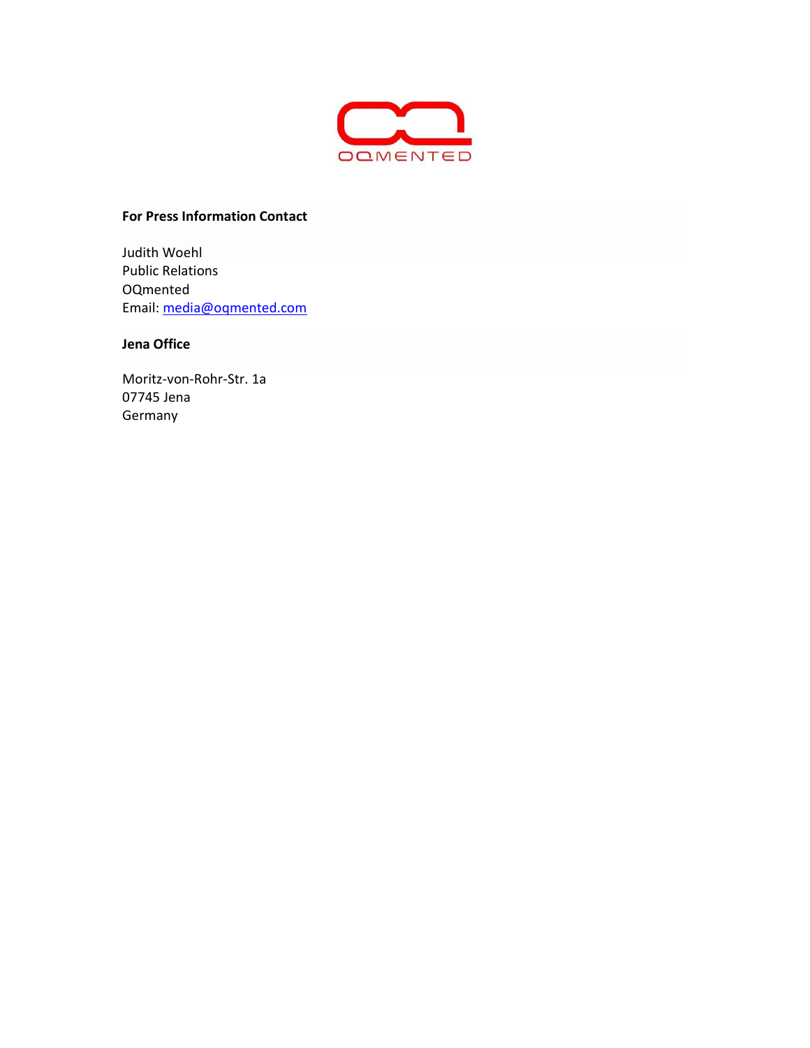**For Press Information Contact**

Judith Woehl
Public Relations
OQmented
Email: media@oqmented.com

**Jena Office**

Moritz-von-Rohr-Str. 1a
07745 Jena
Germany